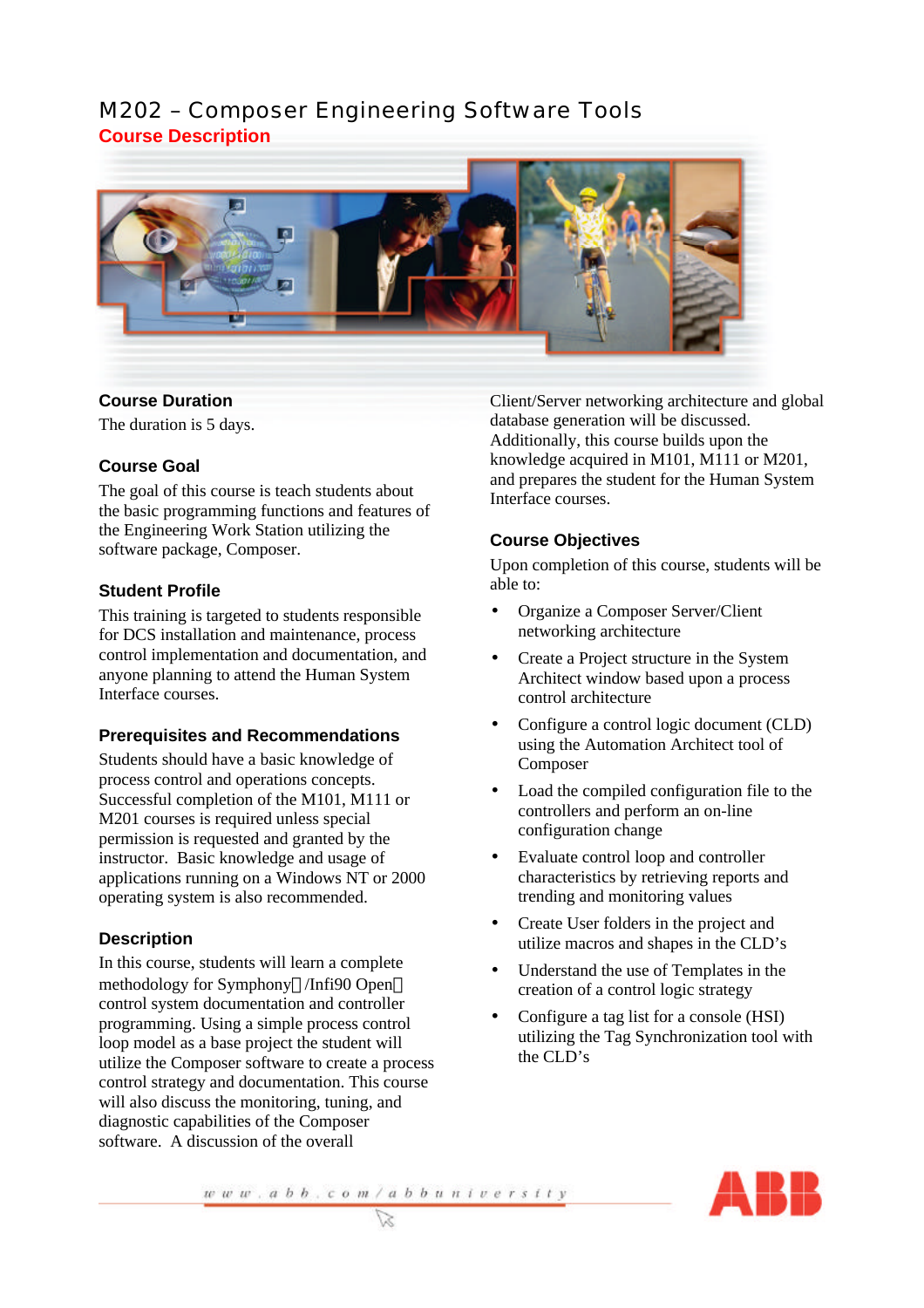# M202 – Composer Engineering Software Tools

## Course Description

### Course Duration

The duration is 5 days.

### Course Goal

The goal of this course is teach students about the basic programming functions and features of the Engineering Work Station utilizing the software package, Composer.

### Student Profile

This training is targeted to students responsible for DCS installation and maintenance, process control implementation and documentation, and anyone planning to attend the Human System Interface courses.

### Prerequisites and Recommendations

Students should have a basic knowledge of process control and operations concepts. Successful completion of the M101, M111 or M201 courses is required unless special permission is requested and granted by the instructor. Basic knowledge and usage of applications running on a Windows NT or 2000 operating system is also recommended.

### Description

In this course, students will learn a complete methodology for Symphony/Infi90 Open control system documentation and controller programming. Using a simple process control loop model as a base project the student will utilize the Composer software to create a process control strategy and documentation. This course will also discuss the monitoring, tuning, and diagnostic capabilities of the Composer software. A discussion of the overall Client/Server networking architecture and global database generation will be discussed. Additionally, this course builds upon the knowledge acquired in M101, M111 or M201, and prepares the student for the Human System Interface courses.

### Course Objectives

Upon completion of this course, students will be able to:

- Organize a Composer Server/Client networking architecture
- Create a Project structure in the System Architect window based upon a process control architecture
- Configure a control logic document (CLD) using the Automation Architect tool of Composer
- Load the compiled configuration file to the controllers and perform an on-line configuration change
- Evaluate control loop and controller characteristics by retrieving reports and trending and monitoring values
- Create User folders in the project and utilize macros and shapes in the CLD's
- Understand the use of Templates in the creation of a control logic strategy
- Configure a tag list for a console (HSI) utilizing the Tag Synchronization tool with the CLD's

www.abb.com/abbuniversity

ABB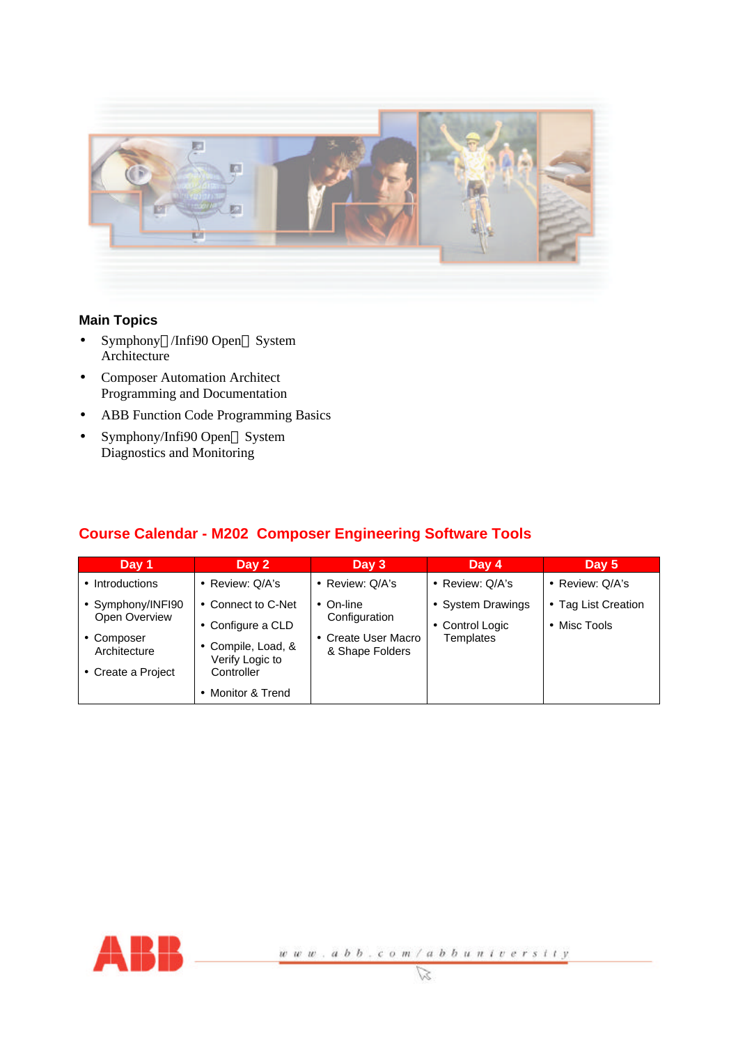## Main Topics

- Symphony/Infi90 Open System Architecture
- Composer Automation Architect Programming and Documentation
- ABB Function Code Programming Basics
- Symphony/Infi90 Open System Diagnostics and Monitoring

## Course Calendar - M202 Composer Engineering Software Tools

| Day 1 | Day 2 | Day 3 | Day 4 | Day 5 |
|---|---|---|---|---|
| • Introductions<br>• Symphony/INFI90 Open Overview<br>• Composer Architecture<br>• Create a Project | • Review: Q/A's<br>• Connect to C-Net<br>• Configure a CLD<br>• Compile, Load, & Verify Logic to Controller<br>• Monitor & Trend | • Review: Q/A's<br>• On-line Configuration<br>• Create User Macro & Shape Folders | • Review: Q/A's<br>• System Drawings<br>• Control Logic Templates | • Review: Q/A's<br>• Tag List Creation<br>• Misc Tools |

ABB

www.abb.com/abbuniversity